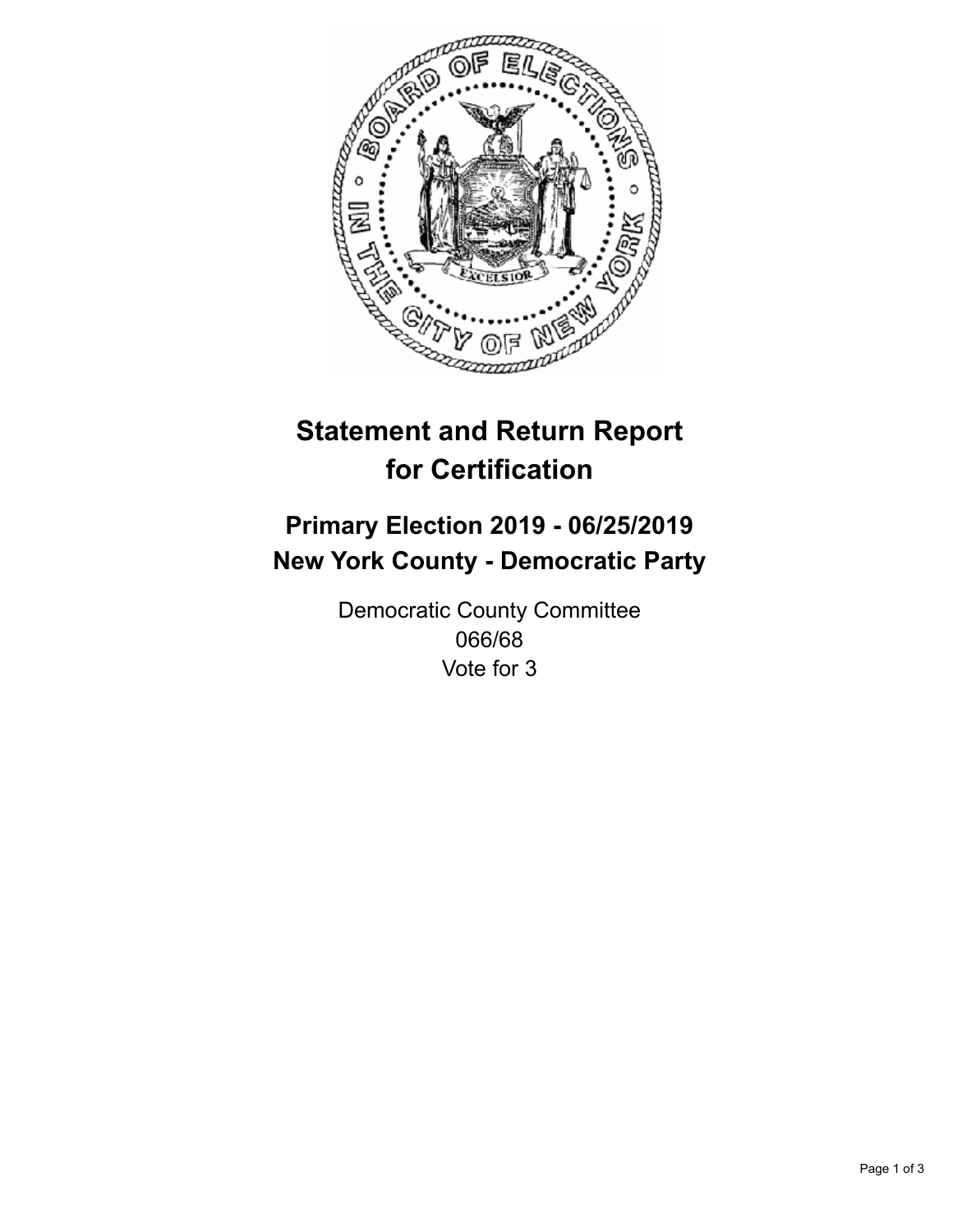# Statement and Return Report for Certification

## Primary Election 2019 - 06/25/2019
## New York County - Democratic Party

Democratic County Committee
066/68
Vote for 3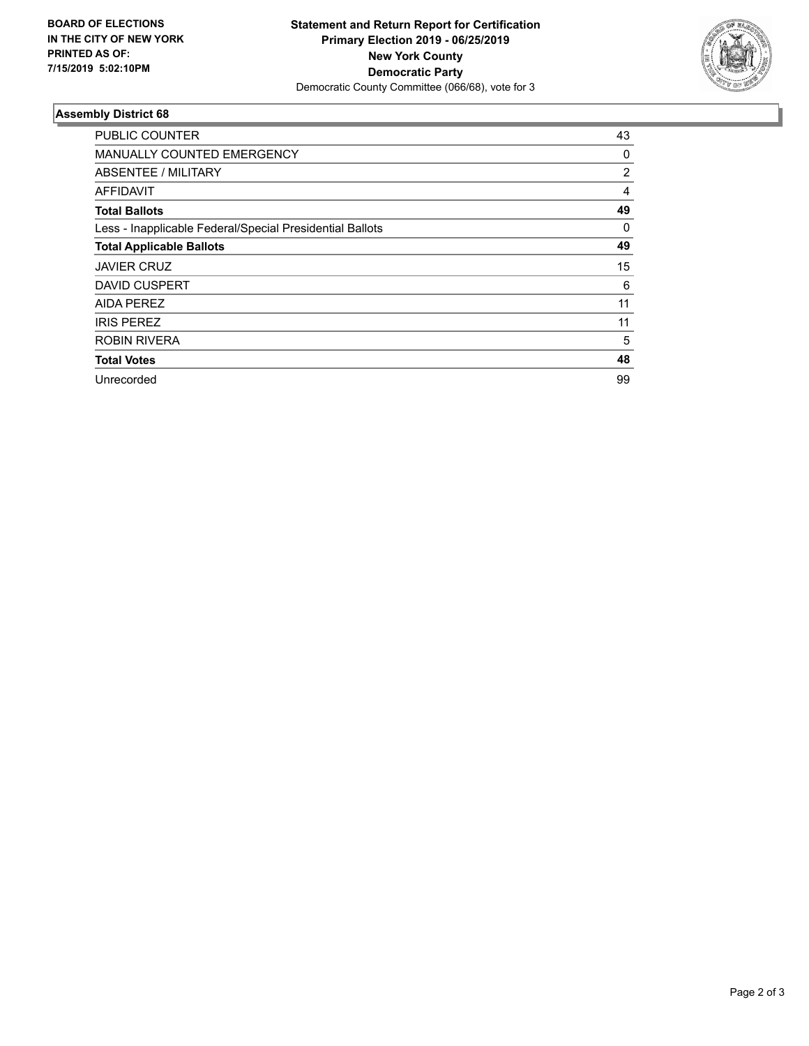**BOARD OF ELECTIONS IN THE CITY OF NEW YORK PRINTED AS OF: 7/15/2019 5:02:10PM**

**Statement and Return Report for Certification**
**Primary Election 2019 - 06/25/2019**
**New York County**
**Democratic Party**
Democratic County Committee (066/68), vote for 3

### Assembly District 68

| | |
|---|---|
| PUBLIC COUNTER | 43 |
| MANUALLY COUNTED EMERGENCY | 0 |
| ABSENTEE / MILITARY | 2 |
| AFFIDAVIT | 4 |
| **Total Ballots** | **49** |
| Less - Inapplicable Federal/Special Presidential Ballots | 0 |
| **Total Applicable Ballots** | **49** |
| JAVIER CRUZ | 15 |
| DAVID CUSPERT | 6 |
| AIDA PEREZ | 11 |
| IRIS PEREZ | 11 |
| ROBIN RIVERA | 5 |
| **Total Votes** | **48** |
| Unrecorded | 99 |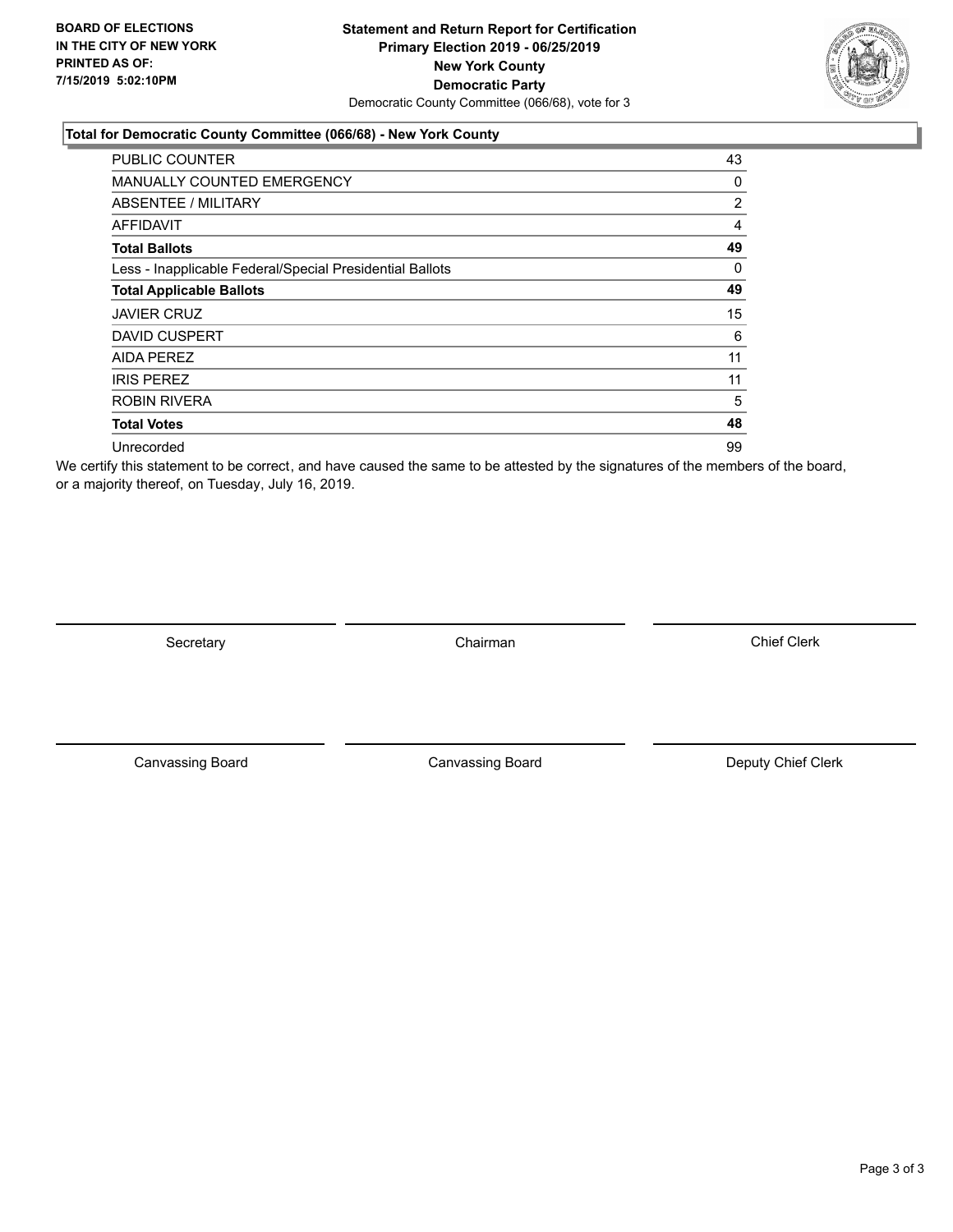**BOARD OF ELECTIONS IN THE CITY OF NEW YORK PRINTED AS OF: 7/15/2019 5:02:10PM**

**Statement and Return Report for Certification**
**Primary Election 2019 - 06/25/2019**
**New York County**
**Democratic Party**
Democratic County Committee (066/68), vote for 3

### Total for Democratic County Committee (066/68) - New York County

| | |
|---|---|
| PUBLIC COUNTER | 43 |
| MANUALLY COUNTED EMERGENCY | 0 |
| ABSENTEE / MILITARY | 2 |
| AFFIDAVIT | 4 |
| **Total Ballots** | **49** |
| Less - Inapplicable Federal/Special Presidential Ballots | 0 |
| **Total Applicable Ballots** | **49** |
| JAVIER CRUZ | 15 |
| DAVID CUSPERT | 6 |
| AIDA PEREZ | 11 |
| IRIS PEREZ | 11 |
| ROBIN RIVERA | 5 |
| **Total Votes** | **48** |
| Unrecorded | 99 |

We certify this statement to be correct, and have caused the same to be attested by the signatures of the members of the board, or a majority thereof, on Tuesday, July 16, 2019.

Secretary    Chairman    Chief Clerk

Canvassing Board    Canvassing Board    Deputy Chief Clerk